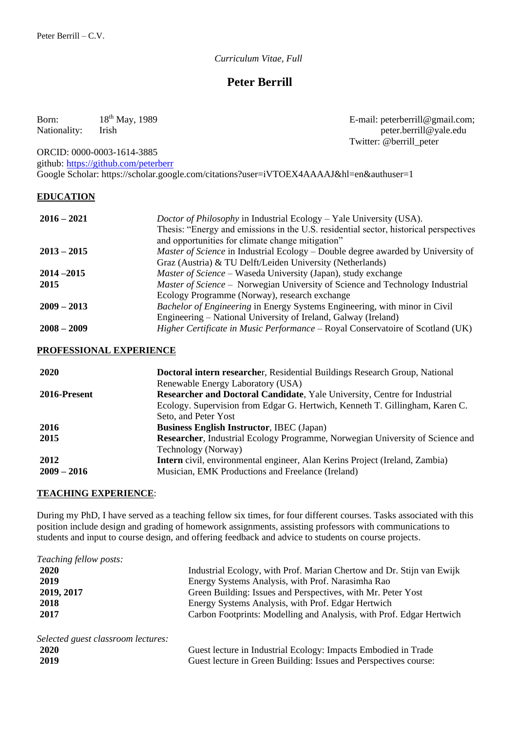*Curriculum Vitae, Full*

# Peter Berrill

Born: 18th May, 1989
Nationality: Irish

E-mail: peterberrill@gmail.com; peter.berrill@yale.edu
Twitter: @berrill_peter

ORCID: 0000-0003-1614-3885
github: https://github.com/peterberr
Google Scholar: https://scholar.google.com/citations?user=iVTOEX4AAAAJ&hl=en&authuser=1

## EDUCATION

| | |
|---|---|
| **2016 – 2021** | *Doctor of Philosophy* in Industrial Ecology – Yale University (USA). Thesis: "Energy and emissions in the U.S. residential sector, historical perspectives and opportunities for climate change mitigation" |
| **2013 – 2015** | *Master of Science* in Industrial Ecology – Double degree awarded by University of Graz (Austria) & TU Delft/Leiden University (Netherlands) |
| **2014 –2015** | *Master of Science* – Waseda University (Japan), study exchange |
| **2015** | *Master of Science* – Norwegian University of Science and Technology Industrial Ecology Programme (Norway), research exchange |
| **2009 – 2013** | *Bachelor of Engineering* in Energy Systems Engineering, with minor in Civil Engineering – National University of Ireland, Galway (Ireland) |
| **2008 – 2009** | *Higher Certificate in Music Performance* – Royal Conservatoire of Scotland (UK) |

## PROFESSIONAL EXPERIENCE

| | |
|---|---|
| **2020** | **Doctoral intern researcher**, Residential Buildings Research Group, National Renewable Energy Laboratory (USA) |
| **2016-Present** | **Researcher and Doctoral Candidate**, Yale University, Centre for Industrial Ecology. Supervision from Edgar G. Hertwich, Kenneth T. Gillingham, Karen C. Seto, and Peter Yost |
| **2016** | **Business English Instructor**, IBEC (Japan) |
| **2015** | **Researcher**, Industrial Ecology Programme, Norwegian University of Science and Technology (Norway) |
| **2012** | **Intern** civil, environmental engineer, Alan Kerins Project (Ireland, Zambia) |
| **2009 – 2016** | Musician, EMK Productions and Freelance (Ireland) |

## TEACHING EXPERIENCE:

During my PhD, I have served as a teaching fellow six times, for four different courses. Tasks associated with this position include design and grading of homework assignments, assisting professors with communications to students and input to course design, and offering feedback and advice to students on course projects.

*Teaching fellow posts:*

| | |
|---|---|
| **2020** | Industrial Ecology, with Prof. Marian Chertow and Dr. Stijn van Ewijk |
| **2019** | Energy Systems Analysis, with Prof. Narasimha Rao |
| **2019, 2017** | Green Building: Issues and Perspectives, with Mr. Peter Yost |
| **2018** | Energy Systems Analysis, with Prof. Edgar Hertwich |
| **2017** | Carbon Footprints: Modelling and Analysis, with Prof. Edgar Hertwich |

*Selected guest classroom lectures:*

| | |
|---|---|
| **2020** | Guest lecture in Industrial Ecology: Impacts Embodied in Trade |
| **2019** | Guest lecture in Green Building: Issues and Perspectives course: |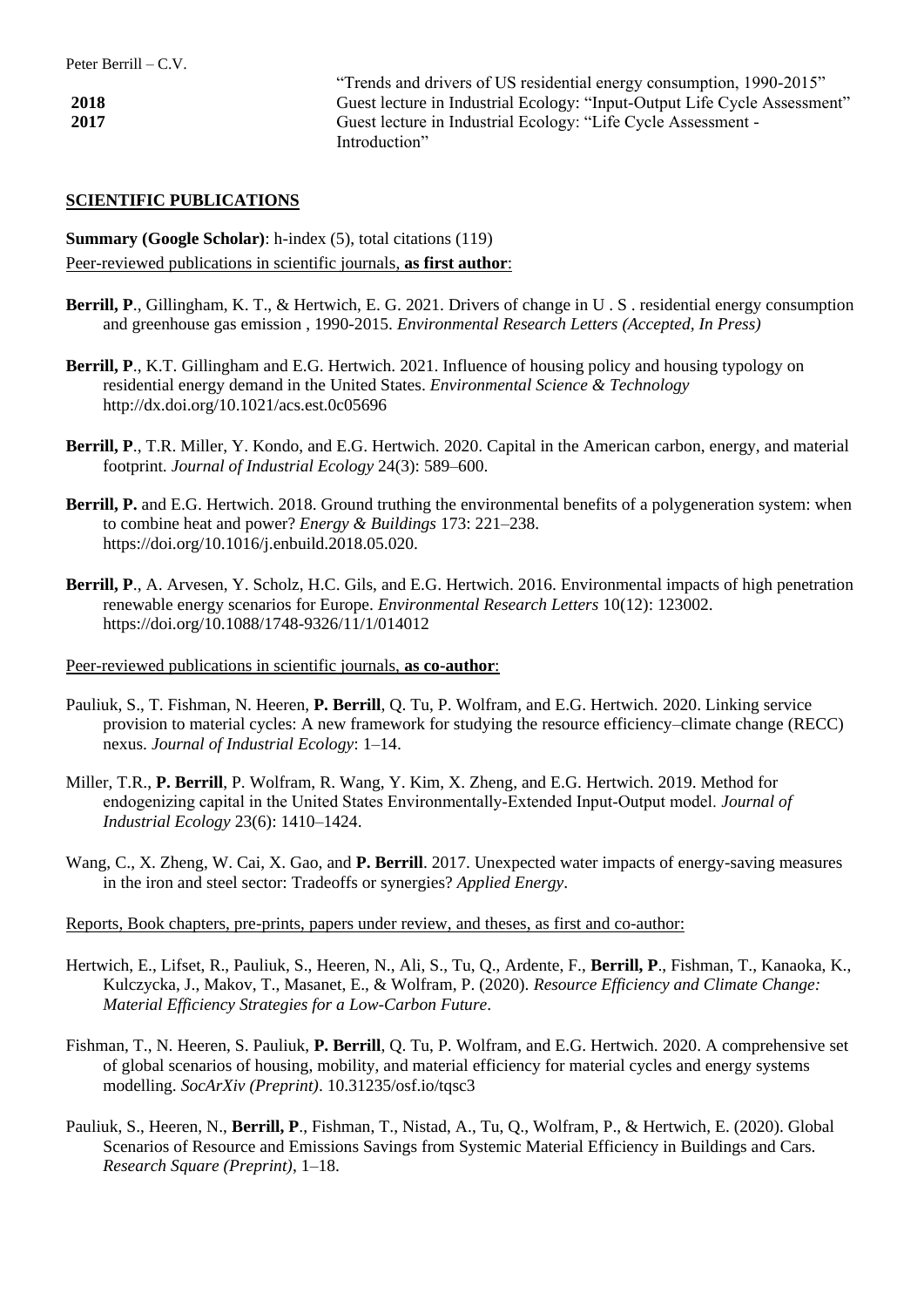"Trends and drivers of US residential energy consumption, 1990-2015"

**2018** Guest lecture in Industrial Ecology: "Input-Output Life Cycle Assessment"

**2017** Guest lecture in Industrial Ecology: "Life Cycle Assessment - Introduction"

## SCIENTIFIC PUBLICATIONS

**Summary (Google Scholar)**: h-index (5), total citations (119)

Peer-reviewed publications in scientific journals, **as first author**:

**Berrill, P**., Gillingham, K. T., & Hertwich, E. G. 2021. Drivers of change in U . S . residential energy consumption and greenhouse gas emission , 1990-2015. *Environmental Research Letters (Accepted, In Press)*

**Berrill, P**., K.T. Gillingham and E.G. Hertwich. 2021. Influence of housing policy and housing typology on residential energy demand in the United States. *Environmental Science & Technology* http://dx.doi.org/10.1021/acs.est.0c05696

**Berrill, P**., T.R. Miller, Y. Kondo, and E.G. Hertwich. 2020. Capital in the American carbon, energy, and material footprint. *Journal of Industrial Ecology* 24(3): 589–600.

**Berrill, P.** and E.G. Hertwich. 2018. Ground truthing the environmental benefits of a polygeneration system: when to combine heat and power? *Energy & Buildings* 173: 221–238. https://doi.org/10.1016/j.enbuild.2018.05.020.

**Berrill, P**., A. Arvesen, Y. Scholz, H.C. Gils, and E.G. Hertwich. 2016. Environmental impacts of high penetration renewable energy scenarios for Europe. *Environmental Research Letters* 10(12): 123002. https://doi.org/10.1088/1748-9326/11/1/014012

Peer-reviewed publications in scientific journals, **as co-author**:

Pauliuk, S., T. Fishman, N. Heeren, **P. Berrill**, Q. Tu, P. Wolfram, and E.G. Hertwich. 2020. Linking service provision to material cycles: A new framework for studying the resource efficiency–climate change (RECC) nexus. *Journal of Industrial Ecology*: 1–14.

Miller, T.R., **P. Berrill**, P. Wolfram, R. Wang, Y. Kim, X. Zheng, and E.G. Hertwich. 2019. Method for endogenizing capital in the United States Environmentally-Extended Input-Output model. *Journal of Industrial Ecology* 23(6): 1410–1424.

Wang, C., X. Zheng, W. Cai, X. Gao, and **P. Berrill**. 2017. Unexpected water impacts of energy-saving measures in the iron and steel sector: Tradeoffs or synergies? *Applied Energy*.

Reports, Book chapters, pre-prints, papers under review, and theses, as first and co-author:

Hertwich, E., Lifset, R., Pauliuk, S., Heeren, N., Ali, S., Tu, Q., Ardente, F., **Berrill, P**., Fishman, T., Kanaoka, K., Kulczycka, J., Makov, T., Masanet, E., & Wolfram, P. (2020). *Resource Efficiency and Climate Change: Material Efficiency Strategies for a Low-Carbon Future*.

Fishman, T., N. Heeren, S. Pauliuk, **P. Berrill**, Q. Tu, P. Wolfram, and E.G. Hertwich. 2020. A comprehensive set of global scenarios of housing, mobility, and material efficiency for material cycles and energy systems modelling. *SocArXiv (Preprint)*. 10.31235/osf.io/tqsc3

Pauliuk, S., Heeren, N., **Berrill, P**., Fishman, T., Nistad, A., Tu, Q., Wolfram, P., & Hertwich, E. (2020). Global Scenarios of Resource and Emissions Savings from Systemic Material Efficiency in Buildings and Cars. *Research Square (Preprint)*, 1–18.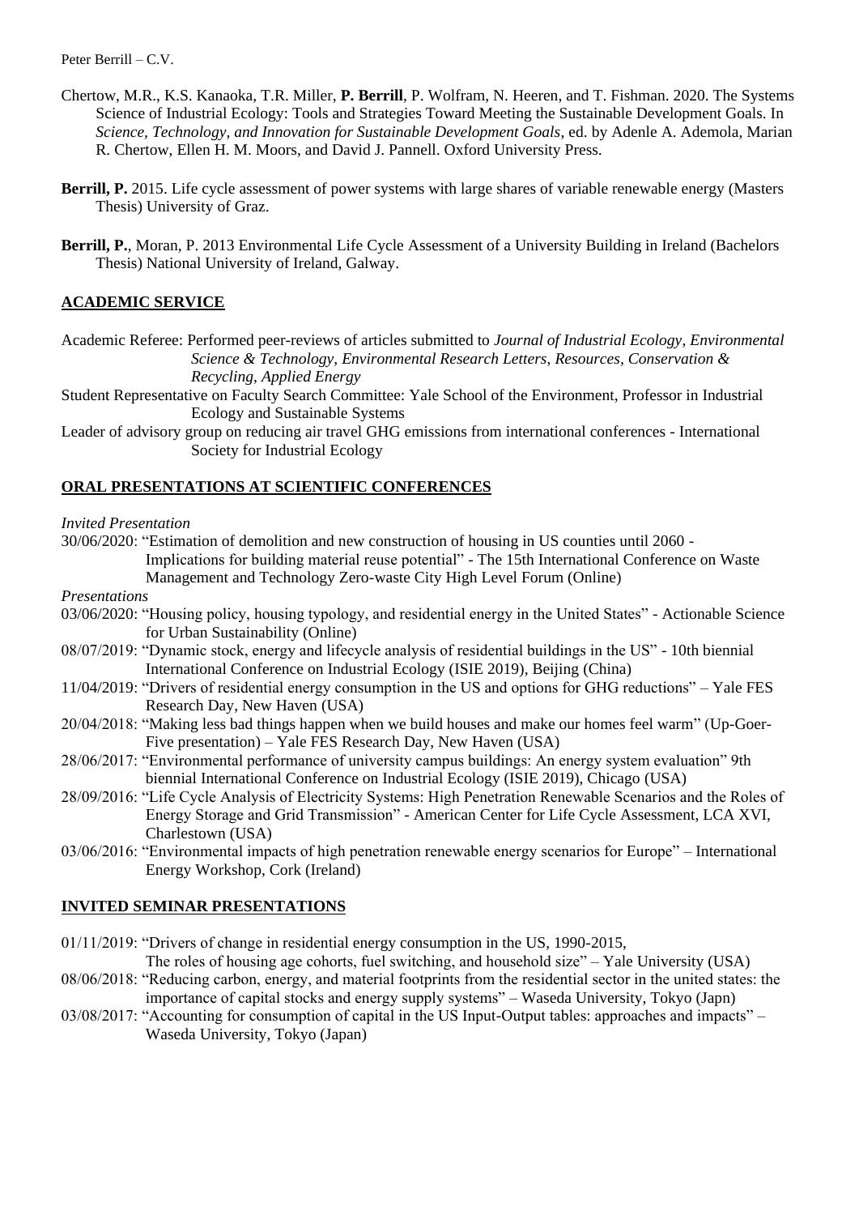Chertow, M.R., K.S. Kanaoka, T.R. Miller, **P. Berrill**, P. Wolfram, N. Heeren, and T. Fishman. 2020. The Systems Science of Industrial Ecology: Tools and Strategies Toward Meeting the Sustainable Development Goals. In *Science, Technology, and Innovation for Sustainable Development Goals*, ed. by Adenle A. Ademola, Marian R. Chertow, Ellen H. M. Moors, and David J. Pannell. Oxford University Press.

**Berrill, P.** 2015. Life cycle assessment of power systems with large shares of variable renewable energy (Masters Thesis) University of Graz.

**Berrill, P.**, Moran, P. 2013 Environmental Life Cycle Assessment of a University Building in Ireland (Bachelors Thesis) National University of Ireland, Galway.

## ACADEMIC SERVICE

Academic Referee: Performed peer-reviews of articles submitted to *Journal of Industrial Ecology*, *Environmental Science & Technology*, *Environmental Research Letters, Resources, Conservation & Recycling*, *Applied Energy*

Student Representative on Faculty Search Committee: Yale School of the Environment, Professor in Industrial Ecology and Sustainable Systems

Leader of advisory group on reducing air travel GHG emissions from international conferences - International Society for Industrial Ecology

## ORAL PRESENTATIONS AT SCIENTIFIC CONFERENCES

*Invited Presentation*

30/06/2020: "Estimation of demolition and new construction of housing in US counties until 2060 - Implications for building material reuse potential" - The 15th International Conference on Waste Management and Technology Zero-waste City High Level Forum (Online)

*Presentations*

03/06/2020: "Housing policy, housing typology, and residential energy in the United States" - Actionable Science for Urban Sustainability (Online)

08/07/2019: "Dynamic stock, energy and lifecycle analysis of residential buildings in the US" - 10th biennial International Conference on Industrial Ecology (ISIE 2019), Beijing (China)

11/04/2019: "Drivers of residential energy consumption in the US and options for GHG reductions" – Yale FES Research Day, New Haven (USA)

20/04/2018: "Making less bad things happen when we build houses and make our homes feel warm" (Up-Goer-Five presentation) – Yale FES Research Day, New Haven (USA)

28/06/2017: "Environmental performance of university campus buildings: An energy system evaluation" 9th biennial International Conference on Industrial Ecology (ISIE 2019), Chicago (USA)

28/09/2016: "Life Cycle Analysis of Electricity Systems: High Penetration Renewable Scenarios and the Roles of Energy Storage and Grid Transmission" - American Center for Life Cycle Assessment, LCA XVI, Charlestown (USA)

03/06/2016: "Environmental impacts of high penetration renewable energy scenarios for Europe" – International Energy Workshop, Cork (Ireland)

## INVITED SEMINAR PRESENTATIONS

01/11/2019: "Drivers of change in residential energy consumption in the US, 1990-2015, The roles of housing age cohorts, fuel switching, and household size" – Yale University (USA)

08/06/2018: "Reducing carbon, energy, and material footprints from the residential sector in the united states: the importance of capital stocks and energy supply systems" – Waseda University, Tokyo (Japn)

03/08/2017: "Accounting for consumption of capital in the US Input-Output tables: approaches and impacts" – Waseda University, Tokyo (Japan)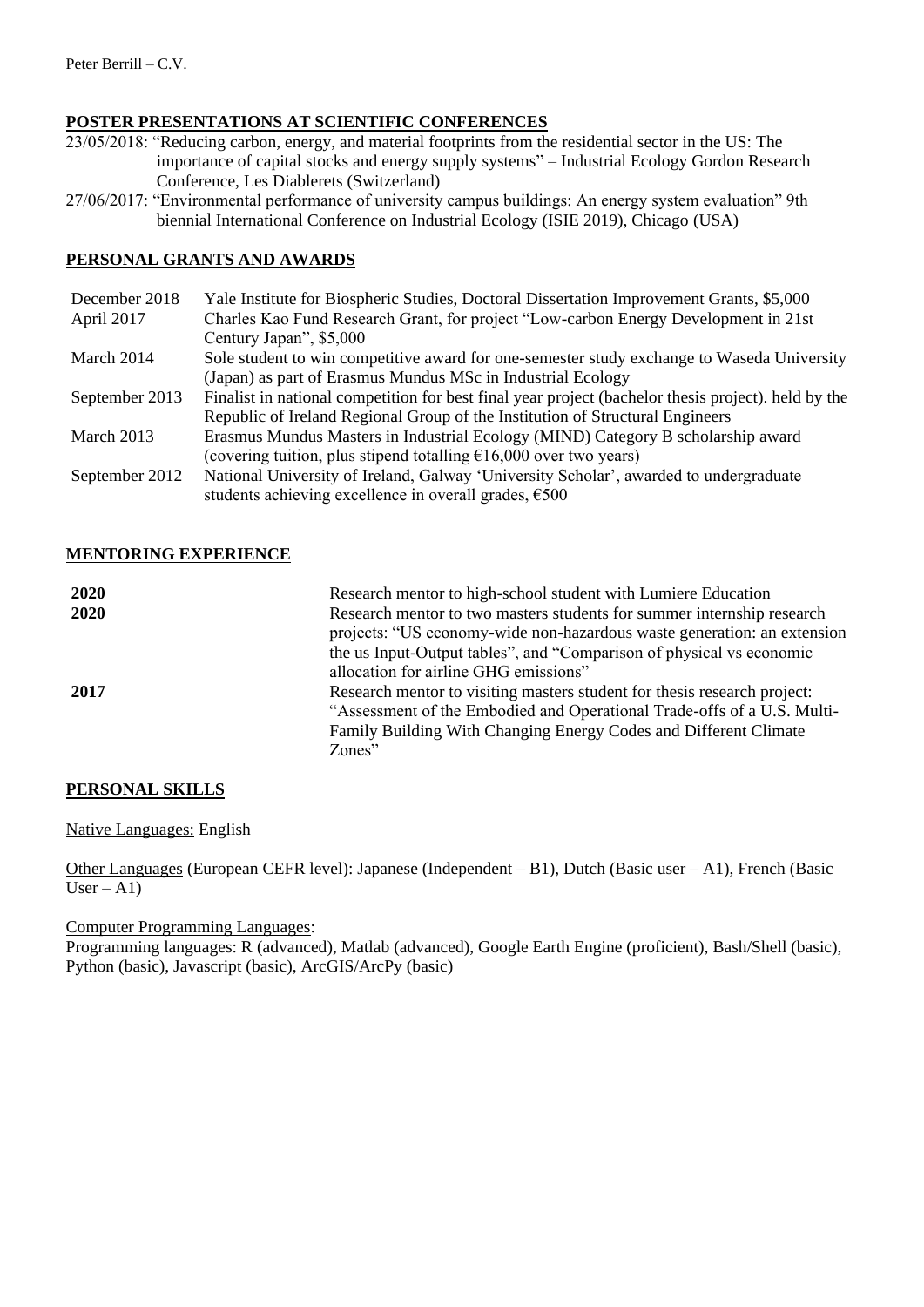## POSTER PRESENTATIONS AT SCIENTIFIC CONFERENCES

23/05/2018: "Reducing carbon, energy, and material footprints from the residential sector in the US: The importance of capital stocks and energy supply systems" – Industrial Ecology Gordon Research Conference, Les Diablerets (Switzerland)

27/06/2017: "Environmental performance of university campus buildings: An energy system evaluation" 9th biennial International Conference on Industrial Ecology (ISIE 2019), Chicago (USA)

## PERSONAL GRANTS AND AWARDS

| | |
|---|---|
| December 2018 | Yale Institute for Biospheric Studies, Doctoral Dissertation Improvement Grants, \$5,000 |
| April 2017 | Charles Kao Fund Research Grant, for project "Low-carbon Energy Development in 21st Century Japan", \$5,000 |
| March 2014 | Sole student to win competitive award for one-semester study exchange to Waseda University (Japan) as part of Erasmus Mundus MSc in Industrial Ecology |
| September 2013 | Finalist in national competition for best final year project (bachelor thesis project). held by the Republic of Ireland Regional Group of the Institution of Structural Engineers |
| March 2013 | Erasmus Mundus Masters in Industrial Ecology (MIND) Category B scholarship award (covering tuition, plus stipend totalling €16,000 over two years) |
| September 2012 | National University of Ireland, Galway 'University Scholar', awarded to undergraduate students achieving excellence in overall grades, €500 |

## MENTORING EXPERIENCE

| | |
|---|---|
| **2020** | Research mentor to high-school student with Lumiere Education |
| **2020** | Research mentor to two masters students for summer internship research projects: "US economy-wide non-hazardous waste generation: an extension the us Input-Output tables", and "Comparison of physical vs economic allocation for airline GHG emissions" |
| **2017** | Research mentor to visiting masters student for thesis research project: "Assessment of the Embodied and Operational Trade-offs of a U.S. Multi-Family Building With Changing Energy Codes and Different Climate Zones" |

## PERSONAL SKILLS

Native Languages: English

Other Languages (European CEFR level): Japanese (Independent – B1), Dutch (Basic user – A1), French (Basic User – A1)

Computer Programming Languages:
Programming languages: R (advanced), Matlab (advanced), Google Earth Engine (proficient), Bash/Shell (basic), Python (basic), Javascript (basic), ArcGIS/ArcPy (basic)